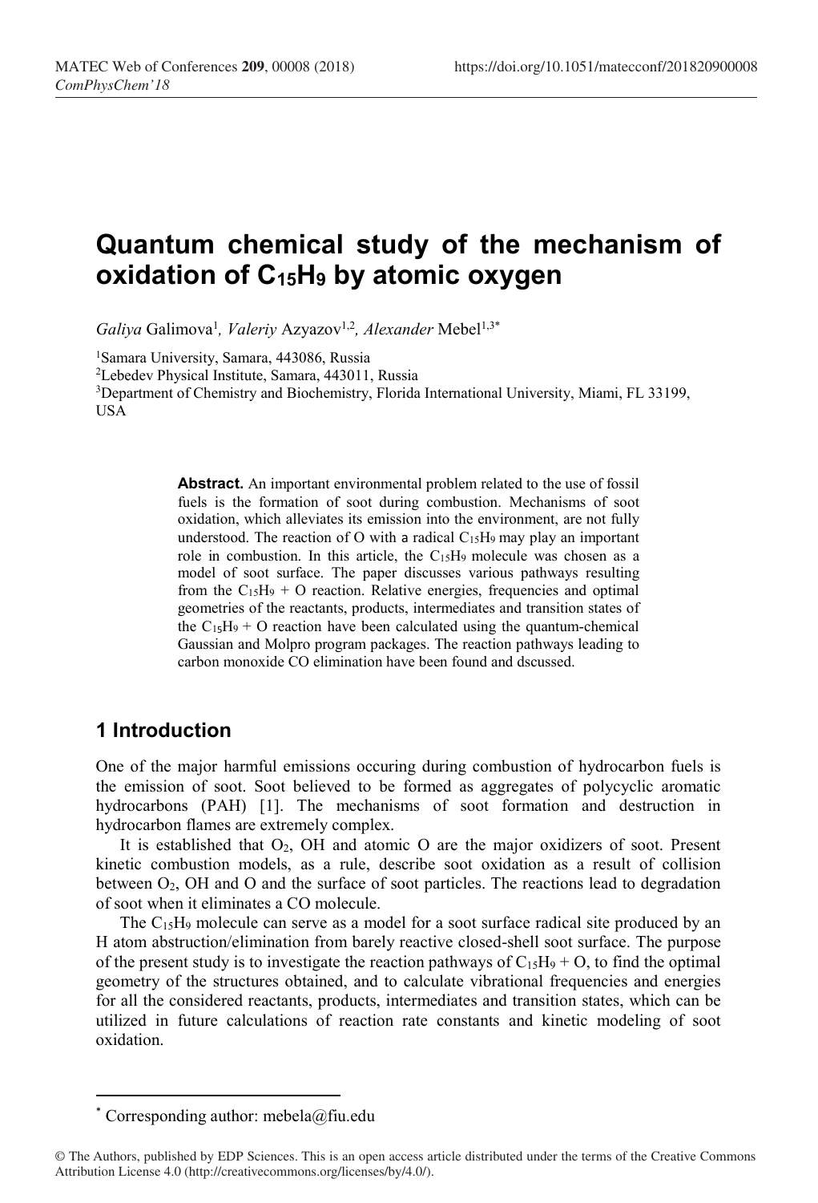# Quantum chemical study of the mechanism of oxidation of $C_{15}H_9$ by atomic oxygen

*Galiya* Galimova[1], *Valeriy* Azyazov[1,2], *Alexander* Mebel[1,3*]

[1]Samara University, Samara, 443086, Russia

[2]Lebedev Physical Institute, Samara, 443011, Russia

[3]Department of Chemistry and Biochemistry, Florida International University, Miami, FL 33199, USA

**Abstract.** An important environmental problem related to the use of fossil fuels is the formation of soot during combustion. Mechanisms of soot oxidation, which alleviates its emission into the environment, are not fully understood. The reaction of O with a radical $C_{15}H_9$ may play an important role in combustion. In this article, the $C_{15}H_9$ molecule was chosen as a model of soot surface. The paper discusses various pathways resulting from the $C_{15}H_9$ + O reaction. Relative energies, frequencies and optimal geometries of the reactants, products, intermediates and transition states of the $C_{15}H_9$ + O reaction have been calculated using the quantum-chemical Gaussian and Molpro program packages. The reaction pathways leading to carbon monoxide CO elimination have been found and dscussed.

## 1 Introduction

One of the major harmful emissions occuring during combustion of hydrocarbon fuels is the emission of soot. Soot believed to be formed as aggregates of polycyclic aromatic hydrocarbons (PAH) [1]. The mechanisms of soot formation and destruction in hydrocarbon flames are extremely complex.

It is established that $O_2$, OH and atomic O are the major oxidizers of soot. Present kinetic combustion models, as a rule, describe soot oxidation as a result of collision between $O_2$, OH and O and the surface of soot particles. The reactions lead to degradation of soot when it eliminates a CO molecule.

The $C_{15}H_9$ molecule can serve as a model for a soot surface radical site produced by an H atom abstruction/elimination from barely reactive closed-shell soot surface. The purpose of the present study is to investigate the reaction pathways of $C_{15}H_9$ + O, to find the optimal geometry of the structures obtained, and to calculate vibrational frequencies and energies for all the considered reactants, products, intermediates and transition states, which can be utilized in future calculations of reaction rate constants and kinetic modeling of soot oxidation.

---

* Corresponding author: mebela@fiu.edu

© The Authors, published by EDP Sciences. This is an open access article distributed under the terms of the Creative Commons Attribution License 4.0 (http://creativecommons.org/licenses/by/4.0/).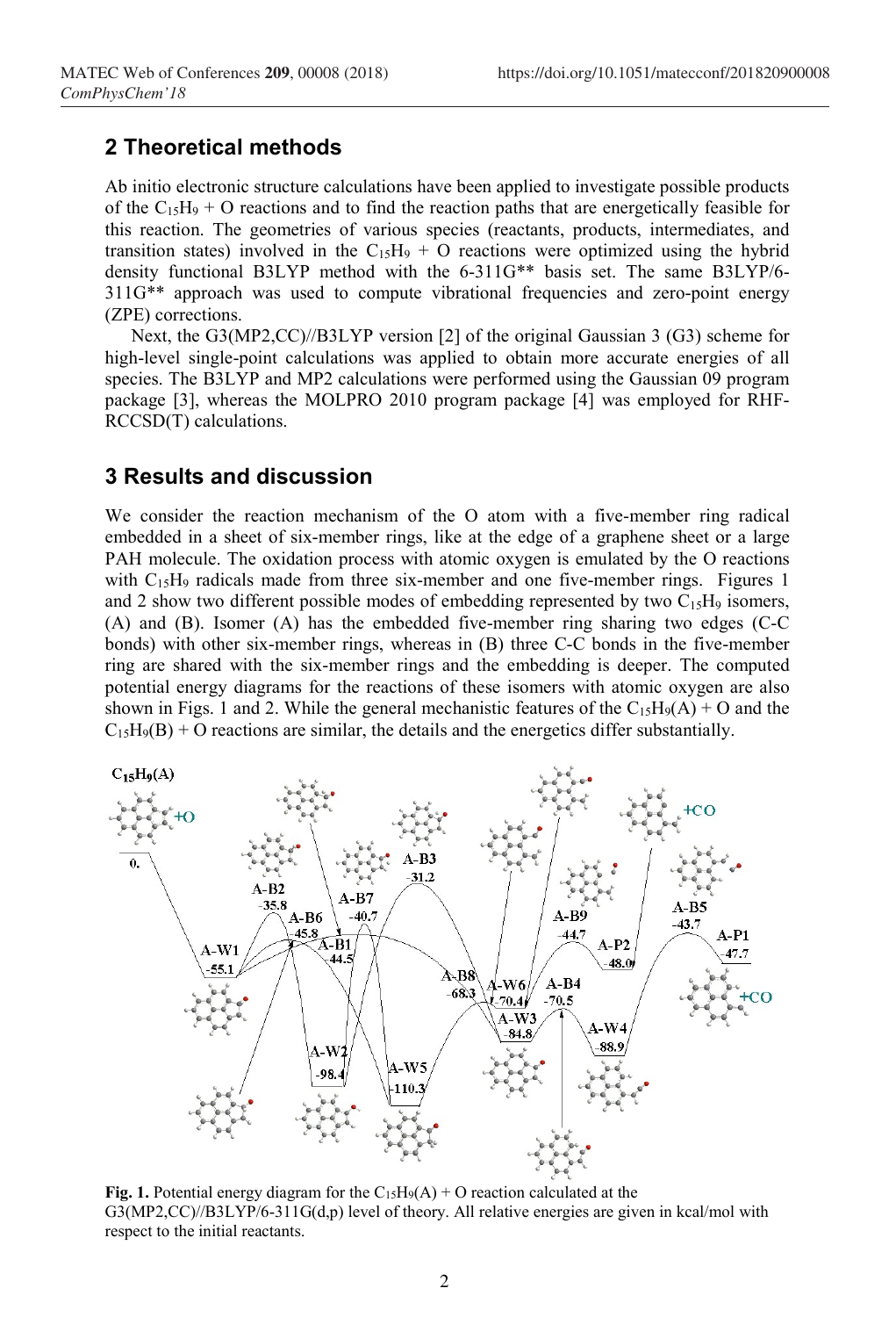## 2 Theoretical methods

Ab initio electronic structure calculations have been applied to investigate possible products of the $C_{15}H_9$ + O reactions and to find the reaction paths that are energetically feasible for this reaction. The geometries of various species (reactants, products, intermediates, and transition states) involved in the $C_{15}H_9$ + O reactions were optimized using the hybrid density functional B3LYP method with the 6-311G** basis set. The same B3LYP/6-311G** approach was used to compute vibrational frequencies and zero-point energy (ZPE) corrections.

Next, the G3(MP2,CC)//B3LYP version [2] of the original Gaussian 3 (G3) scheme for high-level single-point calculations was applied to obtain more accurate energies of all species. The B3LYP and MP2 calculations were performed using the Gaussian 09 program package [3], whereas the MOLPRO 2010 program package [4] was employed for RHF-RCCSD(T) calculations.

## 3 Results and discussion

We consider the reaction mechanism of the O atom with a five-member ring radical embedded in a sheet of six-member rings, like at the edge of a graphene sheet or a large PAH molecule. The oxidation process with atomic oxygen is emulated by the O reactions with $C_{15}H_9$ radicals made from three six-member and one five-member rings. Figures 1 and 2 show two different possible modes of embedding represented by two $C_{15}H_9$ isomers, (A) and (B). Isomer (A) has the embedded five-member ring sharing two edges (C-C bonds) with other six-member rings, whereas in (B) three C-C bonds in the five-member ring are shared with the six-member rings and the embedding is deeper. The computed potential energy diagrams for the reactions of these isomers with atomic oxygen are also shown in Figs. 1 and 2. While the general mechanistic features of the $C_{15}H_9$(A) + O and the $C_{15}H_9$(B) + O reactions are similar, the details and the energetics differ substantially.

**Fig. 1.** Potential energy diagram for the $C_{15}H_9$(A) + O reaction calculated at the G3(MP2,CC)//B3LYP/6-311G(d,p) level of theory. All relative energies are given in kcal/mol with respect to the initial reactants.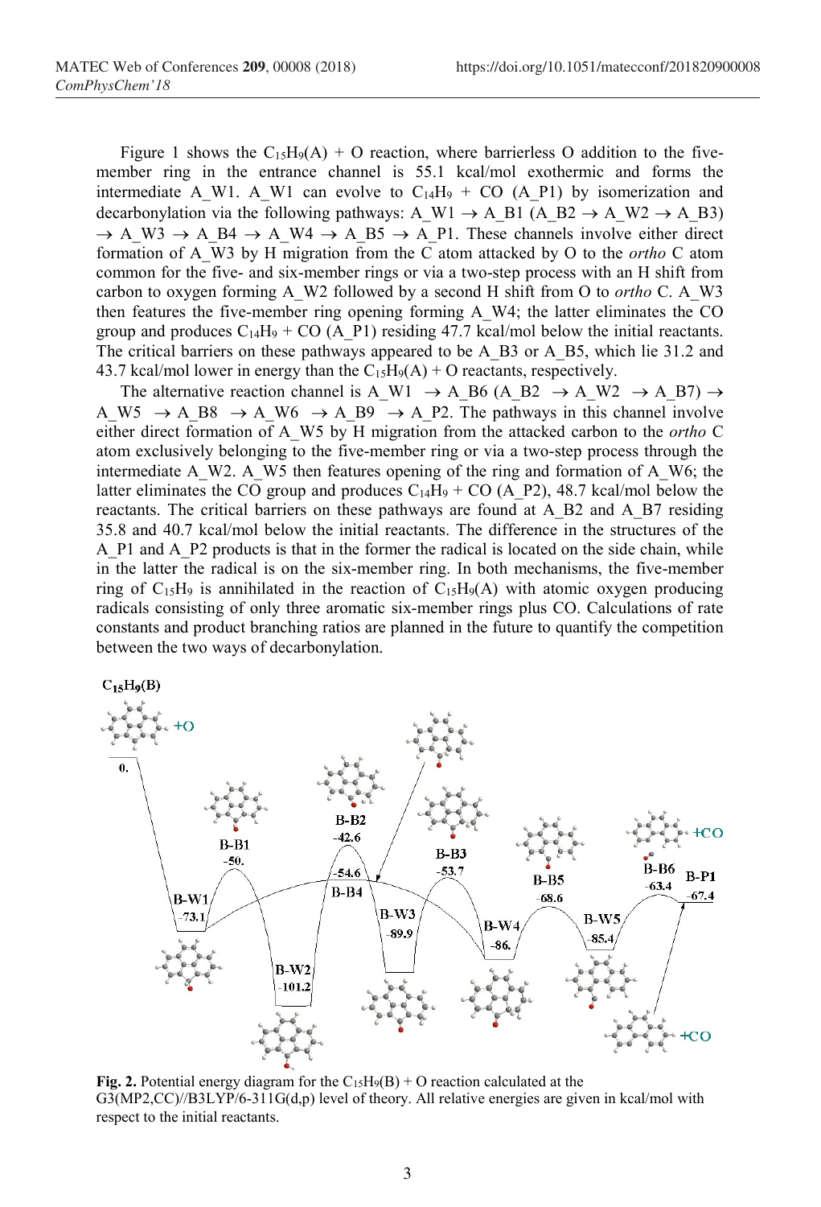Figure 1 shows the $C_{15}H_9$(A) + O reaction, where barrierless O addition to the five-member ring in the entrance channel is 55.1 kcal/mol exothermic and forms the intermediate A_W1. A_W1 can evolve to $C_{14}H_9$ + CO (A_P1) by isomerization and decarbonylation via the following pathways: A_W1 → A_B1 (A_B2 → A_W2 → A_B3) → A_W3 → A_B4 → A_W4 → A_B5 → A_P1. These channels involve either direct formation of A_W3 by H migration from the C atom attacked by O to the *ortho* C atom common for the five- and six-member rings or via a two-step process with an H shift from carbon to oxygen forming A_W2 followed by a second H shift from O to *ortho* C. A_W3 then features the five-member ring opening forming A_W4; the latter eliminates the CO group and produces $C_{14}H_9$ + CO (A_P1) residing 47.7 kcal/mol below the initial reactants. The critical barriers on these pathways appeared to be A_B3 or A_B5, which lie 31.2 and 43.7 kcal/mol lower in energy than the $C_{15}H_9$(A) + O reactants, respectively.

The alternative reaction channel is A_W1 → A_B6 (A_B2 → A_W2 → A_B7) → A_W5 → A_B8 → A_W6 → A_B9 → A_P2. The pathways in this channel involve either direct formation of A_W5 by H migration from the attacked carbon to the *ortho* C atom exclusively belonging to the five-member ring or via a two-step process through the intermediate A_W2. A_W5 then features opening of the ring and formation of A_W6; the latter eliminates the CO group and produces $C_{14}H_9$ + CO (A_P2), 48.7 kcal/mol below the reactants. The critical barriers on these pathways are found at A_B2 and A_B7 residing 35.8 and 40.7 kcal/mol below the initial reactants. The difference in the structures of the A_P1 and A_P2 products is that in the former the radical is located on the side chain, while in the latter the radical is on the six-member ring. In both mechanisms, the five-member ring of $C_{15}H_9$ is annihilated in the reaction of $C_{15}H_9$(A) with atomic oxygen producing radicals consisting of only three aromatic six-member rings plus CO. Calculations of rate constants and product branching ratios are planned in the future to quantify the competition between the two ways of decarbonylation.

**Fig. 2.** Potential energy diagram for the $C_{15}H_9$(B) + O reaction calculated at the G3(MP2,CC)//B3LYP/6-311G(d,p) level of theory. All relative energies are given in kcal/mol with respect to the initial reactants.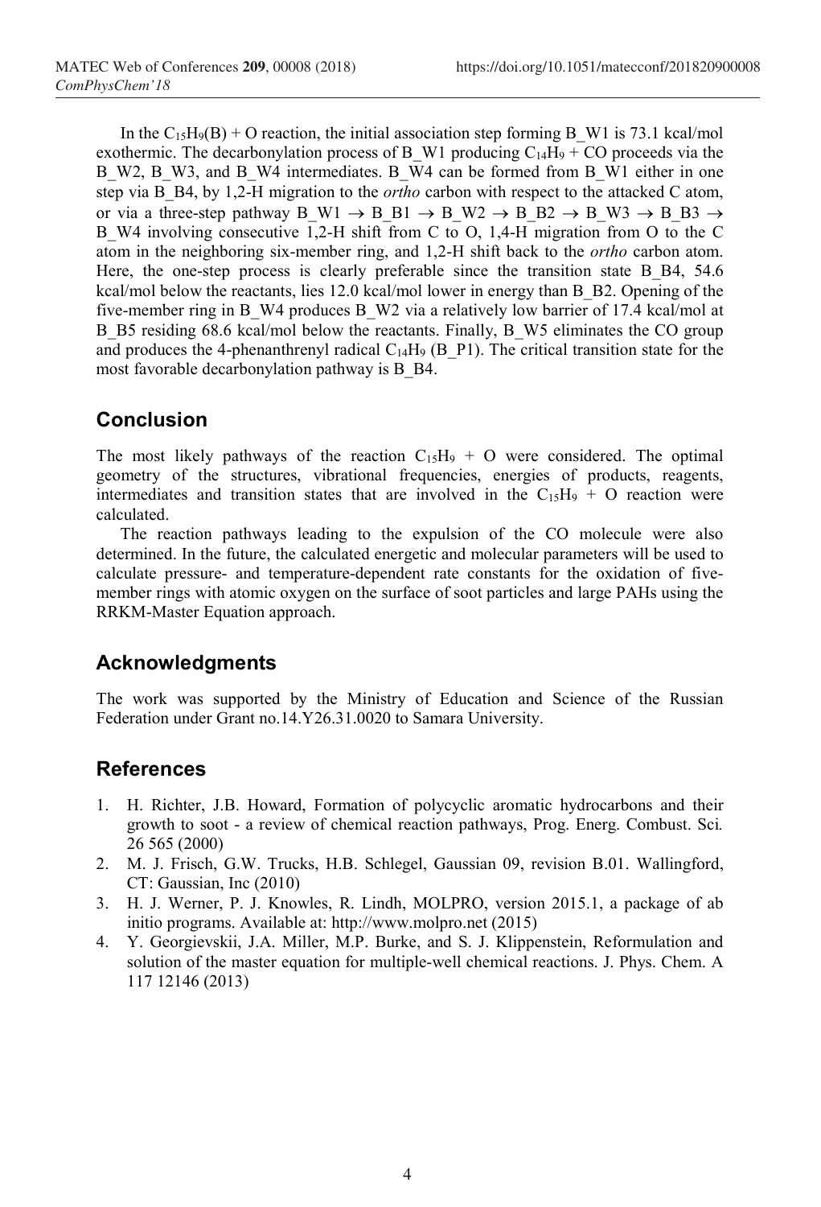In the $C_{15}H_9$(B) + O reaction, the initial association step forming B_W1 is 73.1 kcal/mol exothermic. The decarbonylation process of B_W1 producing $C_{14}H_9$ + CO proceeds via the B_W2, B_W3, and B_W4 intermediates. B_W4 can be formed from B_W1 either in one step via B_B4, by 1,2-H migration to the *ortho* carbon with respect to the attacked C atom, or via a three-step pathway B_W1 → B_B1 → B_W2 → B_B2 → B_W3 → B_B3 → B_W4 involving consecutive 1,2-H shift from C to O, 1,4-H migration from O to the C atom in the neighboring six-member ring, and 1,2-H shift back to the *ortho* carbon atom. Here, the one-step process is clearly preferable since the transition state B_B4, 54.6 kcal/mol below the reactants, lies 12.0 kcal/mol lower in energy than B_B2. Opening of the five-member ring in B_W4 produces B_W2 via a relatively low barrier of 17.4 kcal/mol at B_B5 residing 68.6 kcal/mol below the reactants. Finally, B_W5 eliminates the CO group and produces the 4-phenanthrenyl radical $C_{14}H_9$ (B_P1). The critical transition state for the most favorable decarbonylation pathway is B_B4.

## Conclusion

The most likely pathways of the reaction $C_{15}H_9$ + O were considered. The optimal geometry of the structures, vibrational frequencies, energies of products, reagents, intermediates and transition states that are involved in the $C_{15}H_9$ + O reaction were calculated.

The reaction pathways leading to the expulsion of the CO molecule were also determined. In the future, the calculated energetic and molecular parameters will be used to calculate pressure- and temperature-dependent rate constants for the oxidation of five-member rings with atomic oxygen on the surface of soot particles and large PAHs using the RRKM-Master Equation approach.

## Acknowledgments

The work was supported by the Ministry of Education and Science of the Russian Federation under Grant no.14.Y26.31.0020 to Samara University.

## References

1. H. Richter, J.B. Howard, Formation of polycyclic aromatic hydrocarbons and their growth to soot - a review of chemical reaction pathways, Prog. Energ. Combust. Sci*.* 26 565 (2000)
2. M. J. Frisch, G.W. Trucks, H.B. Schlegel, Gaussian 09, revision B.01. Wallingford, CT: Gaussian, Inc (2010)
3. H. J. Werner, P. J. Knowles, R. Lindh, MOLPRO, version 2015.1, a package of ab initio programs. Available at: http://www.molpro.net (2015)
4. Y. Georgievskii, J.A. Miller, M.P. Burke, and S. J. Klippenstein, Reformulation and solution of the master equation for multiple-well chemical reactions. J. Phys. Chem. A 117 12146 (2013)